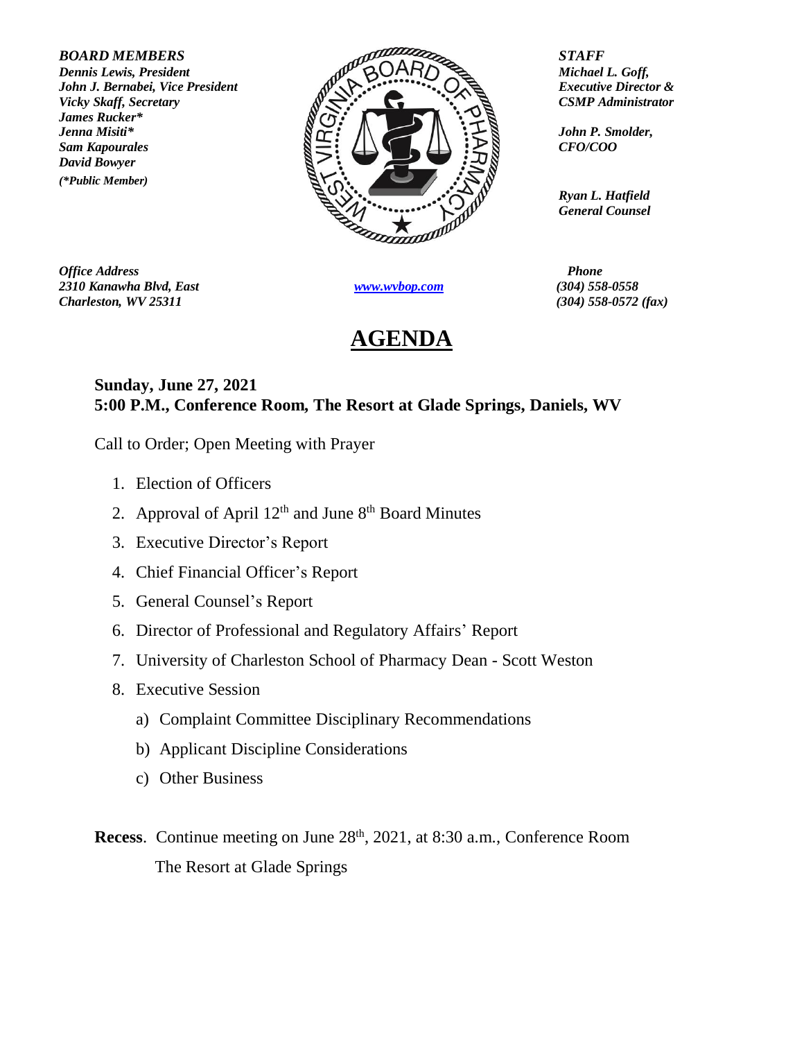***BOARD MEMBERS***
***Dennis Lewis, President***
***John J. Bernabei, Vice President***
***Vicky Skaff, Secretary***
***James Rucker****
***Jenna Misiti****
***Sam Kapourales***
***David Bowyer***
***(*Public Member)***

***STAFF***
***Michael L. Goff,***
***Executive Director &***
***CSMP Administrator***

***John P. Smolder,***
***CFO/COO***

***Ryan L. Hatfield***
***General Counsel***

***Office Address***
***2310 Kanawha Blvd, East***
***Charleston, WV 25311***

[***www.wvbop.com***](http://www.wvbop.com)

***Phone***
***(304) 558-0558***
***(304) 558-0572 (fax)***

# AGENDA

**Sunday, June 27, 2021**
**5:00 P.M., Conference Room, The Resort at Glade Springs, Daniels, WV**

Call to Order; Open Meeting with Prayer

1. Election of Officers
2. Approval of April 12th and June 8th Board Minutes
3. Executive Director's Report
4. Chief Financial Officer's Report
5. General Counsel's Report
6. Director of Professional and Regulatory Affairs' Report
7. University of Charleston School of Pharmacy Dean - Scott Weston
8. Executive Session
   a) Complaint Committee Disciplinary Recommendations
   b) Applicant Discipline Considerations
   c) Other Business

**Recess**. Continue meeting on June 28th, 2021, at 8:30 a.m., Conference Room
The Resort at Glade Springs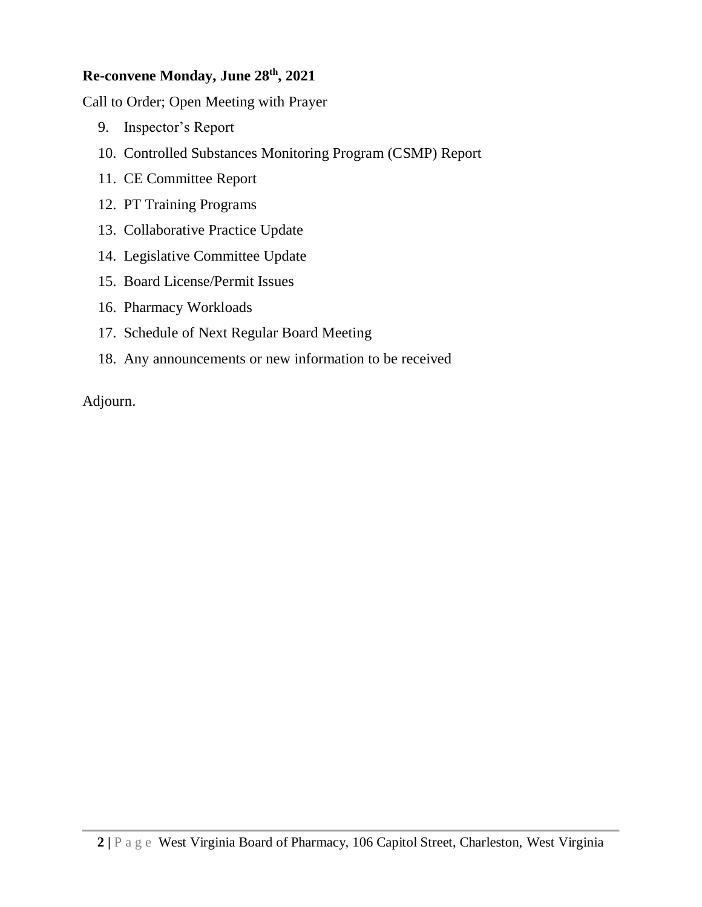**Re-convene Monday, June 28th, 2021**

Call to Order; Open Meeting with Prayer

9. Inspector's Report
10. Controlled Substances Monitoring Program (CSMP) Report
11. CE Committee Report
12. PT Training Programs
13. Collaborative Practice Update
14. Legislative Committee Update
15. Board License/Permit Issues
16. Pharmacy Workloads
17. Schedule of Next Regular Board Meeting
18. Any announcements or new information to be received

Adjourn.